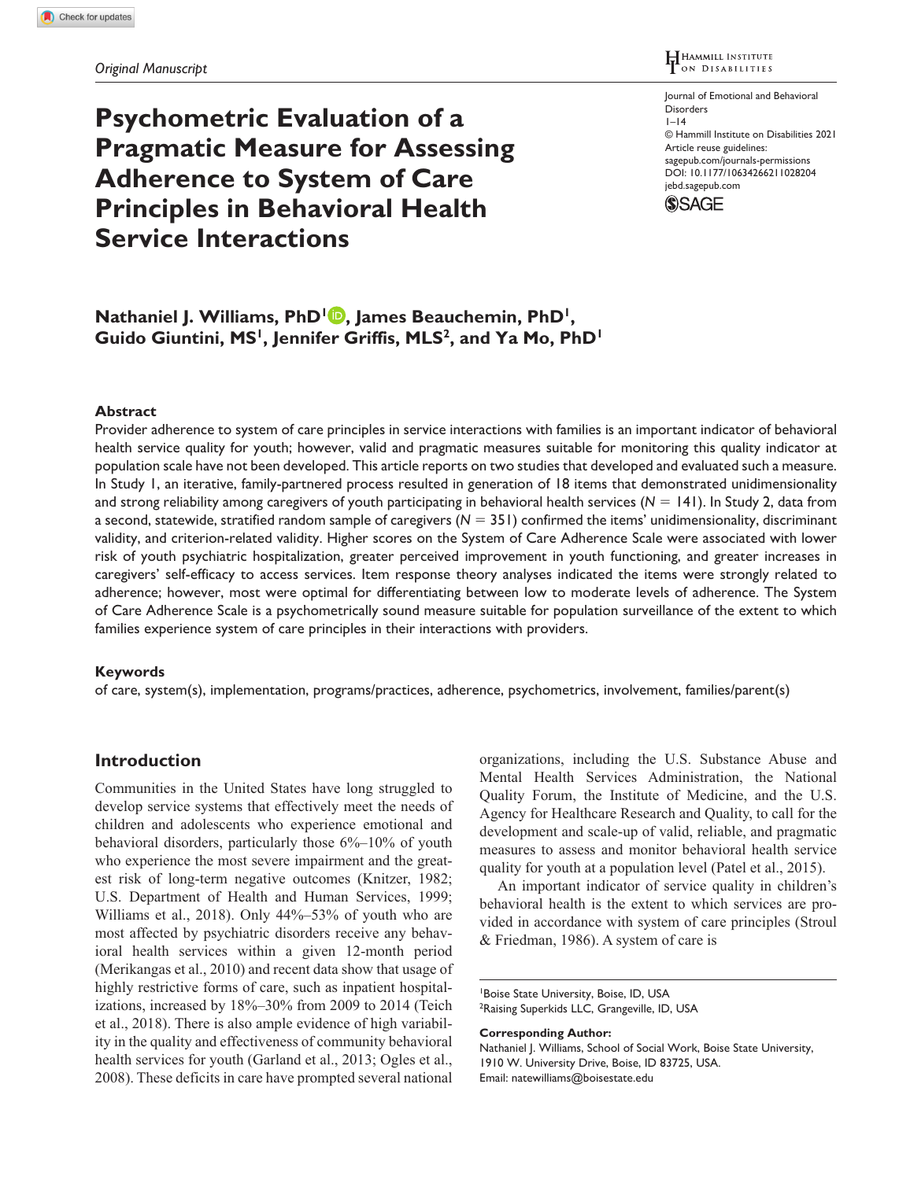*Original Manuscript*

Journal of Emotional and Behavioral Disorders
1–14
© Hammill Institute on Disabilities 2021
Article reuse guidelines:
sagepub.com/journals-permissions
DOI: 10.1177/10634266211028204
jebd.sagepub.com

# Psychometric Evaluation of a Pragmatic Measure for Assessing Adherence to System of Care Principles in Behavioral Health Service Interactions

**Nathaniel J. Williams, PhD[1], James Beauchemin, PhD[1], Guido Giuntini, MS[1], Jennifer Griffis, MLS[2], and Ya Mo, PhD[1]**

## Abstract

Provider adherence to system of care principles in service interactions with families is an important indicator of behavioral health service quality for youth; however, valid and pragmatic measures suitable for monitoring this quality indicator at population scale have not been developed. This article reports on two studies that developed and evaluated such a measure. In Study 1, an iterative, family-partnered process resulted in generation of 18 items that demonstrated unidimensionality and strong reliability among caregivers of youth participating in behavioral health services ($N = 141$). In Study 2, data from a second, statewide, stratified random sample of caregivers ($N = 351$) confirmed the items' unidimensionality, discriminant validity, and criterion-related validity. Higher scores on the System of Care Adherence Scale were associated with lower risk of youth psychiatric hospitalization, greater perceived improvement in youth functioning, and greater increases in caregivers' self-efficacy to access services. Item response theory analyses indicated the items were strongly related to adherence; however, most were optimal for differentiating between low to moderate levels of adherence. The System of Care Adherence Scale is a psychometrically sound measure suitable for population surveillance of the extent to which families experience system of care principles in their interactions with providers.

### Keywords

of care, system(s), implementation, programs/practices, adherence, psychometrics, involvement, families/parent(s)

## Introduction

Communities in the United States have long struggled to develop service systems that effectively meet the needs of children and adolescents who experience emotional and behavioral disorders, particularly those 6%–10% of youth who experience the most severe impairment and the greatest risk of long-term negative outcomes (Knitzer, 1982; U.S. Department of Health and Human Services, 1999; Williams et al., 2018). Only 44%–53% of youth who are most affected by psychiatric disorders receive any behavioral health services within a given 12-month period (Merikangas et al., 2010) and recent data show that usage of highly restrictive forms of care, such as inpatient hospitalizations, increased by 18%–30% from 2009 to 2014 (Teich et al., 2018). There is also ample evidence of high variability in the quality and effectiveness of community behavioral health services for youth (Garland et al., 2013; Ogles et al., 2008). These deficits in care have prompted several national organizations, including the U.S. Substance Abuse and Mental Health Services Administration, the National Quality Forum, the Institute of Medicine, and the U.S. Agency for Healthcare Research and Quality, to call for the development and scale-up of valid, reliable, and pragmatic measures to assess and monitor behavioral health service quality for youth at a population level (Patel et al., 2015).

An important indicator of service quality in children's behavioral health is the extent to which services are provided in accordance with system of care principles (Stroul & Friedman, 1986). A system of care is

[1]Boise State University, Boise, ID, USA
[2]Raising Superkids LLC, Grangeville, ID, USA

**Corresponding Author:**
Nathaniel J. Williams, School of Social Work, Boise State University, 1910 W. University Drive, Boise, ID 83725, USA.
Email: natewilliams@boisestate.edu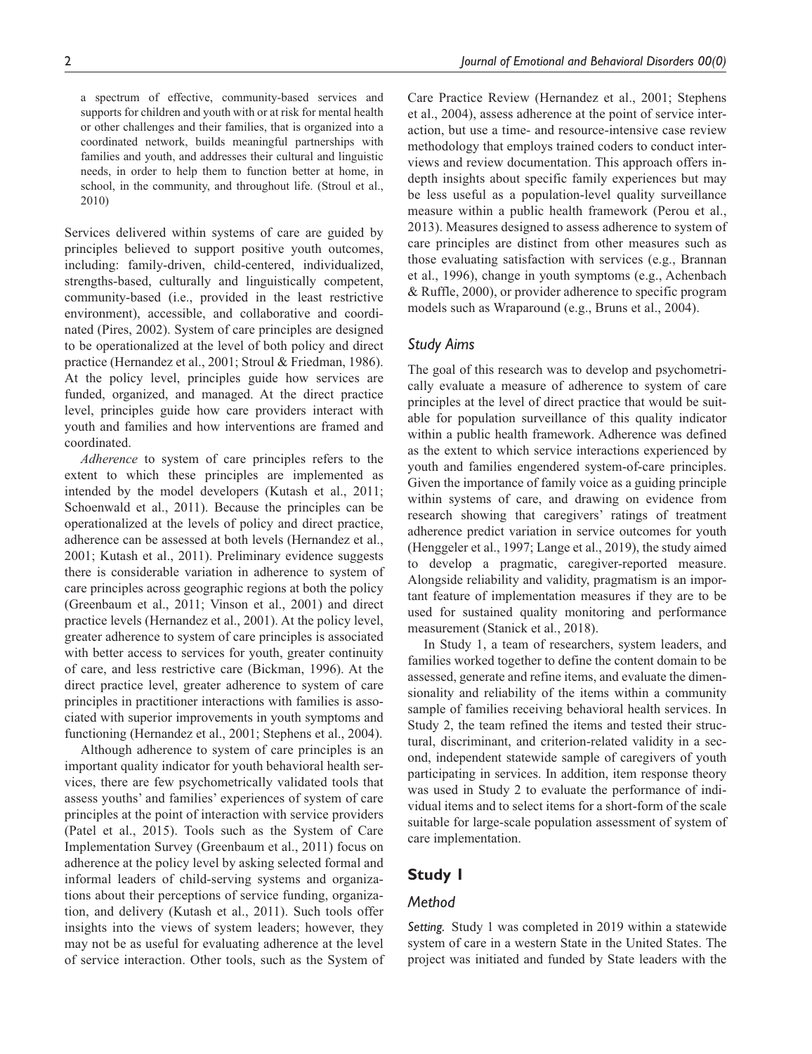a spectrum of effective, community-based services and supports for children and youth with or at risk for mental health or other challenges and their families, that is organized into a coordinated network, builds meaningful partnerships with families and youth, and addresses their cultural and linguistic needs, in order to help them to function better at home, in school, in the community, and throughout life. (Stroul et al., 2010)

Services delivered within systems of care are guided by principles believed to support positive youth outcomes, including: family-driven, child-centered, individualized, strengths-based, culturally and linguistically competent, community-based (i.e., provided in the least restrictive environment), accessible, and collaborative and coordinated (Pires, 2002). System of care principles are designed to be operationalized at the level of both policy and direct practice (Hernandez et al., 2001; Stroul & Friedman, 1986). At the policy level, principles guide how services are funded, organized, and managed. At the direct practice level, principles guide how care providers interact with youth and families and how interventions are framed and coordinated.

*Adherence* to system of care principles refers to the extent to which these principles are implemented as intended by the model developers (Kutash et al., 2011; Schoenwald et al., 2011). Because the principles can be operationalized at the levels of policy and direct practice, adherence can be assessed at both levels (Hernandez et al., 2001; Kutash et al., 2011). Preliminary evidence suggests there is considerable variation in adherence to system of care principles across geographic regions at both the policy (Greenbaum et al., 2011; Vinson et al., 2001) and direct practice levels (Hernandez et al., 2001). At the policy level, greater adherence to system of care principles is associated with better access to services for youth, greater continuity of care, and less restrictive care (Bickman, 1996). At the direct practice level, greater adherence to system of care principles in practitioner interactions with families is associated with superior improvements in youth symptoms and functioning (Hernandez et al., 2001; Stephens et al., 2004).

Although adherence to system of care principles is an important quality indicator for youth behavioral health services, there are few psychometrically validated tools that assess youths' and families' experiences of system of care principles at the point of interaction with service providers (Patel et al., 2015). Tools such as the System of Care Implementation Survey (Greenbaum et al., 2011) focus on adherence at the policy level by asking selected formal and informal leaders of child-serving systems and organizations about their perceptions of service funding, organization, and delivery (Kutash et al., 2011). Such tools offer insights into the views of system leaders; however, they may not be as useful for evaluating adherence at the level of service interaction. Other tools, such as the System of Care Practice Review (Hernandez et al., 2001; Stephens et al., 2004), assess adherence at the point of service interaction, but use a time- and resource-intensive case review methodology that employs trained coders to conduct interviews and review documentation. This approach offers in-depth insights about specific family experiences but may be less useful as a population-level quality surveillance measure within a public health framework (Perou et al., 2013). Measures designed to assess adherence to system of care principles are distinct from other measures such as those evaluating satisfaction with services (e.g., Brannan et al., 1996), change in youth symptoms (e.g., Achenbach & Ruffle, 2000), or provider adherence to specific program models such as Wraparound (e.g., Bruns et al., 2004).

### *Study Aims*

The goal of this research was to develop and psychometrically evaluate a measure of adherence to system of care principles at the level of direct practice that would be suitable for population surveillance of this quality indicator within a public health framework. Adherence was defined as the extent to which service interactions experienced by youth and families engendered system-of-care principles. Given the importance of family voice as a guiding principle within systems of care, and drawing on evidence from research showing that caregivers' ratings of treatment adherence predict variation in service outcomes for youth (Henggeler et al., 1997; Lange et al., 2019), the study aimed to develop a pragmatic, caregiver-reported measure. Alongside reliability and validity, pragmatism is an important feature of implementation measures if they are to be used for sustained quality monitoring and performance measurement (Stanick et al., 2018).

In Study 1, a team of researchers, system leaders, and families worked together to define the content domain to be assessed, generate and refine items, and evaluate the dimensionality and reliability of the items within a community sample of families receiving behavioral health services. In Study 2, the team refined the items and tested their structural, discriminant, and criterion-related validity in a second, independent statewide sample of caregivers of youth participating in services. In addition, item response theory was used in Study 2 to evaluate the performance of individual items and to select items for a short-form of the scale suitable for large-scale population assessment of system of care implementation.

## Study 1

### *Method*

*Setting.* Study 1 was completed in 2019 within a statewide system of care in a western State in the United States. The project was initiated and funded by State leaders with the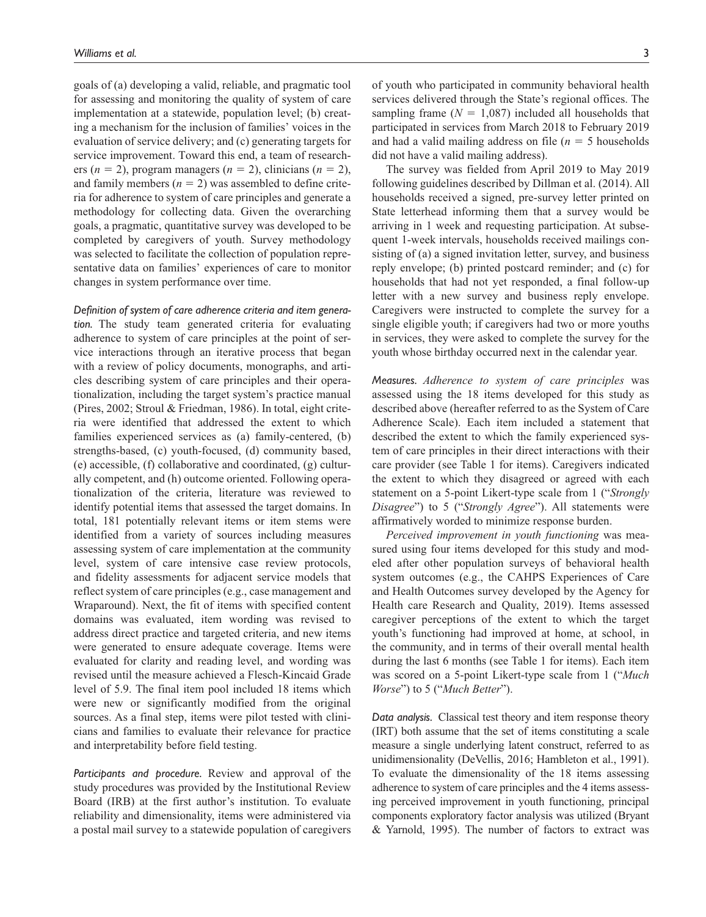goals of (a) developing a valid, reliable, and pragmatic tool for assessing and monitoring the quality of system of care implementation at a statewide, population level; (b) creating a mechanism for the inclusion of families' voices in the evaluation of service delivery; and (c) generating targets for service improvement. Toward this end, a team of researchers ($n = 2$), program managers ($n = 2$), clinicians ($n = 2$), and family members ($n = 2$) was assembled to define criteria for adherence to system of care principles and generate a methodology for collecting data. Given the overarching goals, a pragmatic, quantitative survey was developed to be completed by caregivers of youth. Survey methodology was selected to facilitate the collection of population representative data on families' experiences of care to monitor changes in system performance over time.

*Definition of system of care adherence criteria and item generation.* The study team generated criteria for evaluating adherence to system of care principles at the point of service interactions through an iterative process that began with a review of policy documents, monographs, and articles describing system of care principles and their operationalization, including the target system's practice manual (Pires, 2002; Stroul & Friedman, 1986). In total, eight criteria were identified that addressed the extent to which families experienced services as (a) family-centered, (b) strengths-based, (c) youth-focused, (d) community based, (e) accessible, (f) collaborative and coordinated, (g) culturally competent, and (h) outcome oriented. Following operationalization of the criteria, literature was reviewed to identify potential items that assessed the target domains. In total, 181 potentially relevant items or item stems were identified from a variety of sources including measures assessing system of care implementation at the community level, system of care intensive case review protocols, and fidelity assessments for adjacent service models that reflect system of care principles (e.g., case management and Wraparound). Next, the fit of items with specified content domains was evaluated, item wording was revised to address direct practice and targeted criteria, and new items were generated to ensure adequate coverage. Items were evaluated for clarity and reading level, and wording was revised until the measure achieved a Flesch-Kincaid Grade level of 5.9. The final item pool included 18 items which were new or significantly modified from the original sources. As a final step, items were pilot tested with clinicians and families to evaluate their relevance for practice and interpretability before field testing.

*Participants and procedure.* Review and approval of the study procedures was provided by the Institutional Review Board (IRB) at the first author's institution. To evaluate reliability and dimensionality, items were administered via a postal mail survey to a statewide population of caregivers of youth who participated in community behavioral health services delivered through the State's regional offices. The sampling frame ($N = 1{,}087$) included all households that participated in services from March 2018 to February 2019 and had a valid mailing address on file ($n = 5$ households did not have a valid mailing address).

The survey was fielded from April 2019 to May 2019 following guidelines described by Dillman et al. (2014). All households received a signed, pre-survey letter printed on State letterhead informing them that a survey would be arriving in 1 week and requesting participation. At subsequent 1-week intervals, households received mailings consisting of (a) a signed invitation letter, survey, and business reply envelope; (b) printed postcard reminder; and (c) for households that had not yet responded, a final follow-up letter with a new survey and business reply envelope. Caregivers were instructed to complete the survey for a single eligible youth; if caregivers had two or more youths in services, they were asked to complete the survey for the youth whose birthday occurred next in the calendar year.

*Measures. Adherence to system of care principles* was assessed using the 18 items developed for this study as described above (hereafter referred to as the System of Care Adherence Scale). Each item included a statement that described the extent to which the family experienced system of care principles in their direct interactions with their care provider (see Table 1 for items). Caregivers indicated the extent to which they disagreed or agreed with each statement on a 5-point Likert-type scale from 1 ("*Strongly Disagree*") to 5 ("*Strongly Agree*"). All statements were affirmatively worded to minimize response burden.

*Perceived improvement in youth functioning* was measured using four items developed for this study and modeled after other population surveys of behavioral health system outcomes (e.g., the CAHPS Experiences of Care and Health Outcomes survey developed by the Agency for Health care Research and Quality, 2019). Items assessed caregiver perceptions of the extent to which the target youth's functioning had improved at home, at school, in the community, and in terms of their overall mental health during the last 6 months (see Table 1 for items). Each item was scored on a 5-point Likert-type scale from 1 ("*Much Worse*") to 5 ("*Much Better*").

*Data analysis.* Classical test theory and item response theory (IRT) both assume that the set of items constituting a scale measure a single underlying latent construct, referred to as unidimensionality (DeVellis, 2016; Hambleton et al., 1991). To evaluate the dimensionality of the 18 items assessing adherence to system of care principles and the 4 items assessing perceived improvement in youth functioning, principal components exploratory factor analysis was utilized (Bryant & Yarnold, 1995). The number of factors to extract was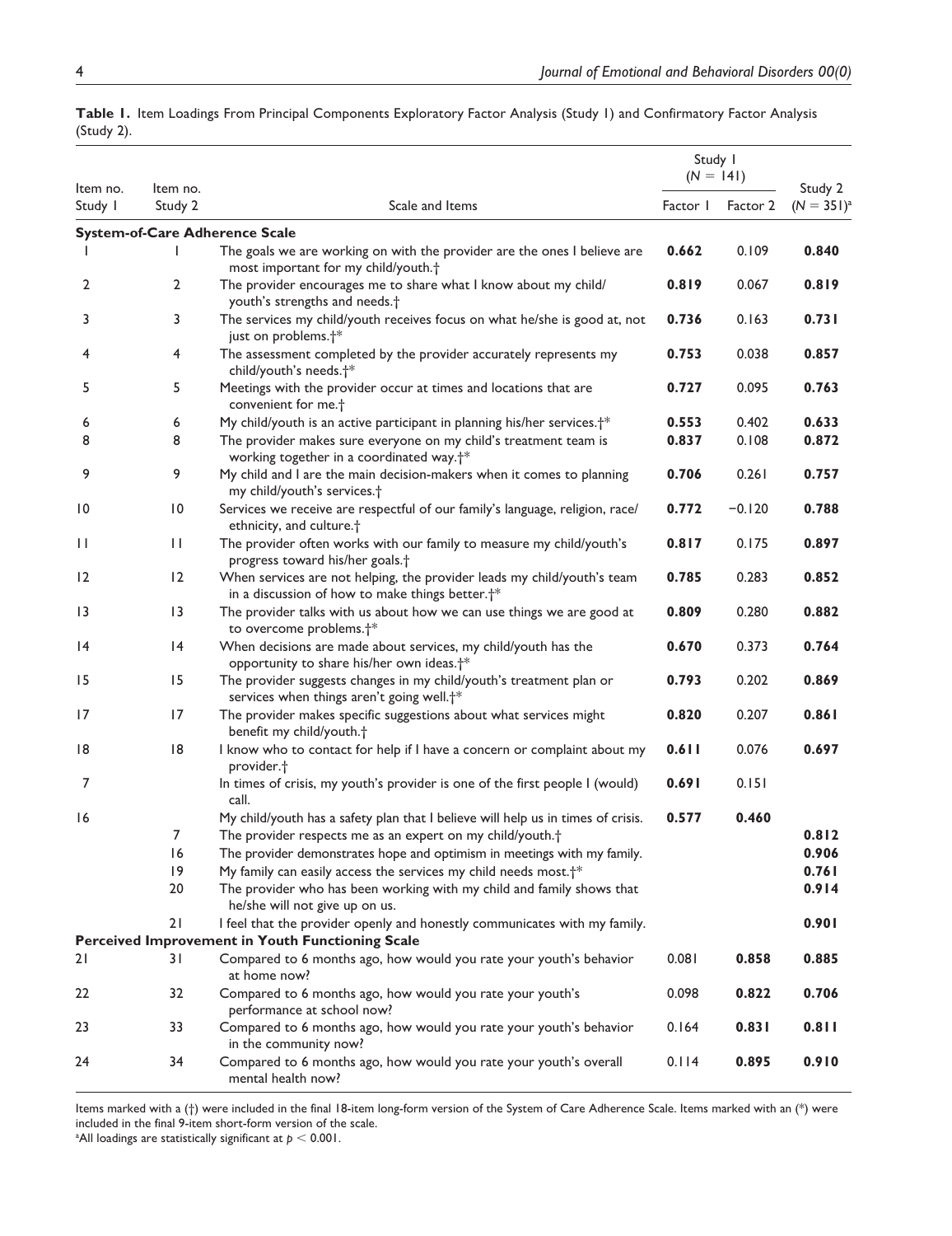**Table 1.** Item Loadings From Principal Components Exploratory Factor Analysis (Study 1) and Confirmatory Factor Analysis (Study 2).

| Item no. Study 1 | Item no. Study 2 | Scale and Items | Study 1 ($N$ = 141) Factor 1 | Study 1 ($N$ = 141) Factor 2 | Study 2 ($N$ = 351)[a] |
|---|---|---|---|---|---|
| **System-of-Care Adherence Scale** | | | | | |
| 1 | 1 | The goals we are working on with the provider are the ones I believe are most important for my child/youth.† | **0.662** | 0.109 | **0.840** |
| 2 | 2 | The provider encourages me to share what I know about my child/youth's strengths and needs.† | **0.819** | 0.067 | **0.819** |
| 3 | 3 | The services my child/youth receives focus on what he/she is good at, not just on problems.†* | **0.736** | 0.163 | **0.731** |
| 4 | 4 | The assessment completed by the provider accurately represents my child/youth's needs.†* | **0.753** | 0.038 | **0.857** |
| 5 | 5 | Meetings with the provider occur at times and locations that are convenient for me.† | **0.727** | 0.095 | **0.763** |
| 6 | 6 | My child/youth is an active participant in planning his/her services.†* | **0.553** | 0.402 | **0.633** |
| 8 | 8 | The provider makes sure everyone on my child's treatment team is working together in a coordinated way.†* | **0.837** | 0.108 | **0.872** |
| 9 | 9 | My child and I are the main decision-makers when it comes to planning my child/youth's services.† | **0.706** | 0.261 | **0.757** |
| 10 | 10 | Services we receive are respectful of our family's language, religion, race/ethnicity, and culture.† | **0.772** | −0.120 | **0.788** |
| 11 | 11 | The provider often works with our family to measure my child/youth's progress toward his/her goals.† | **0.817** | 0.175 | **0.897** |
| 12 | 12 | When services are not helping, the provider leads my child/youth's team in a discussion of how to make things better.†* | **0.785** | 0.283 | **0.852** |
| 13 | 13 | The provider talks with us about how we can use things we are good at to overcome problems.†* | **0.809** | 0.280 | **0.882** |
| 14 | 14 | When decisions are made about services, my child/youth has the opportunity to share his/her own ideas.†* | **0.670** | 0.373 | **0.764** |
| 15 | 15 | The provider suggests changes in my child/youth's treatment plan or services when things aren't going well.†* | **0.793** | 0.202 | **0.869** |
| 17 | 17 | The provider makes specific suggestions about what services might benefit my child/youth.† | **0.820** | 0.207 | **0.861** |
| 18 | 18 | I know who to contact for help if I have a concern or complaint about my provider.† | **0.611** | 0.076 | **0.697** |
| 7 | | In times of crisis, my youth's provider is one of the first people I (would) call. | **0.691** | 0.151 | |
| 16 | | My child/youth has a safety plan that I believe will help us in times of crisis. | 0.577 | **0.460** | |
| | 7 | The provider respects me as an expert on my child/youth.† | | | **0.812** |
| | 16 | The provider demonstrates hope and optimism in meetings with my family. | | | **0.906** |
| | 19 | My family can easily access the services my child needs most.†* | | | **0.761** |
| | 20 | The provider who has been working with my child and family shows that he/she will not give up on us. | | | **0.914** |
| | 21 | I feel that the provider openly and honestly communicates with my family. | | | **0.901** |
| **Perceived Improvement in Youth Functioning Scale** | | | | | |
| 21 | 31 | Compared to 6 months ago, how would you rate your youth's behavior at home now? | 0.081 | **0.858** | **0.885** |
| 22 | 32 | Compared to 6 months ago, how would you rate your youth's performance at school now? | 0.098 | **0.822** | **0.706** |
| 23 | 33 | Compared to 6 months ago, how would you rate your youth's behavior in the community now? | 0.164 | **0.831** | **0.811** |
| 24 | 34 | Compared to 6 months ago, how would you rate your youth's overall mental health now? | 0.114 | **0.895** | **0.910** |

Items marked with a (†) were included in the final 18-item long-form version of the System of Care Adherence Scale. Items marked with an (*) were included in the final 9-item short-form version of the scale.

[a]All loadings are statistically significant at $p < 0.001$.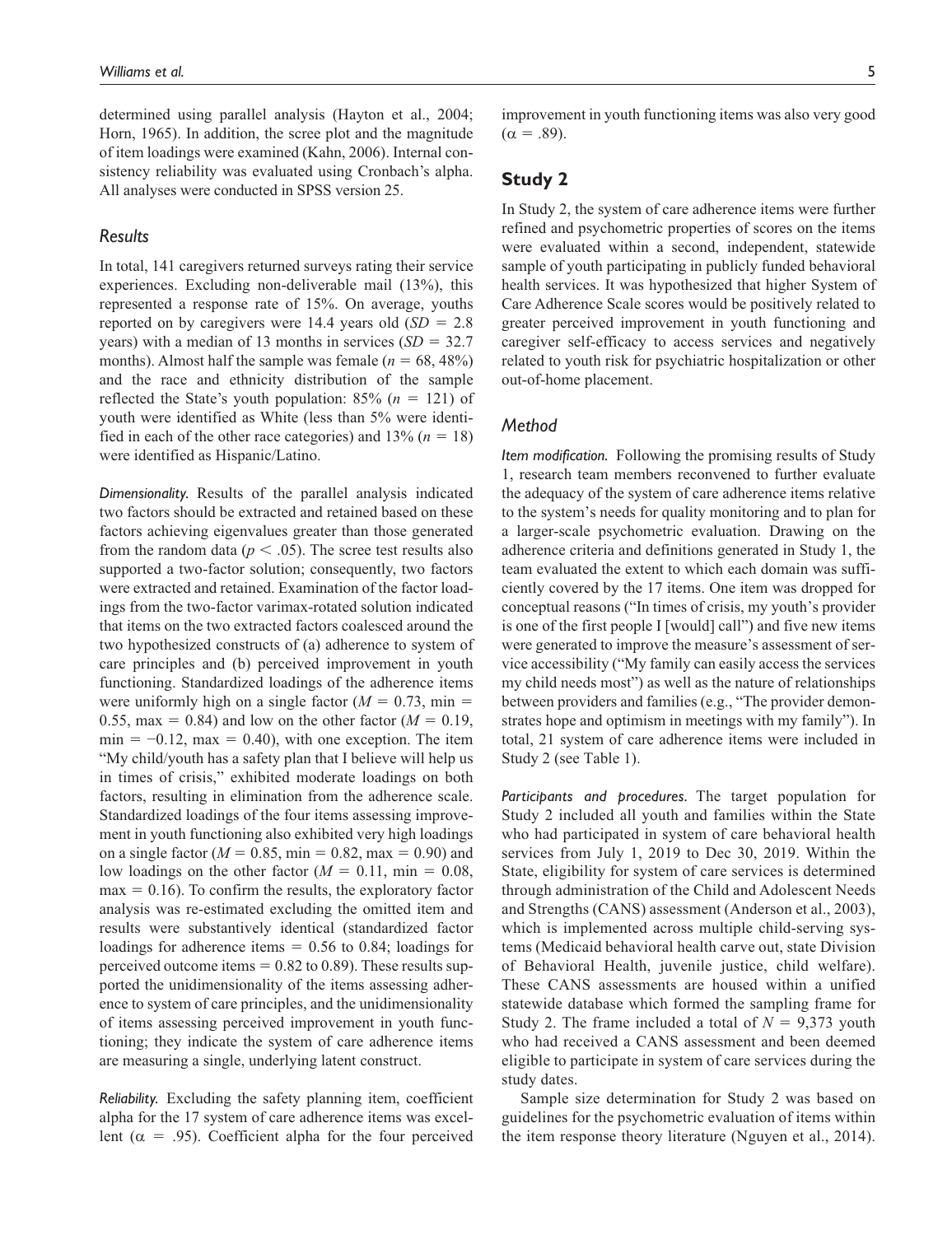determined using parallel analysis (Hayton et al., 2004; Horn, 1965). In addition, the scree plot and the magnitude of item loadings were examined (Kahn, 2006). Internal consistency reliability was evaluated using Cronbach's alpha. All analyses were conducted in SPSS version 25.

### *Results*

In total, 141 caregivers returned surveys rating their service experiences. Excluding non-deliverable mail (13%), this represented a response rate of 15%. On average, youths reported on by caregivers were 14.4 years old ($SD = 2.8$ years) with a median of 13 months in services ($SD = 32.7$ months). Almost half the sample was female ($n = 68$, 48%) and the race and ethnicity distribution of the sample reflected the State's youth population: 85% ($n = 121$) of youth were identified as White (less than 5% were identified in each of the other race categories) and 13% ($n = 18$) were identified as Hispanic/Latino.

*Dimensionality.* Results of the parallel analysis indicated two factors should be extracted and retained based on these factors achieving eigenvalues greater than those generated from the random data ($p < .05$). The scree test results also supported a two-factor solution; consequently, two factors were extracted and retained. Examination of the factor loadings from the two-factor varimax-rotated solution indicated that items on the two extracted factors coalesced around the two hypothesized constructs of (a) adherence to system of care principles and (b) perceived improvement in youth functioning. Standardized loadings of the adherence items were uniformly high on a single factor ($M = 0.73$, min = 0.55, max = 0.84) and low on the other factor ($M = 0.19$, min = −0.12, max = 0.40), with one exception. The item "My child/youth has a safety plan that I believe will help us in times of crisis," exhibited moderate loadings on both factors, resulting in elimination from the adherence scale. Standardized loadings of the four items assessing improvement in youth functioning also exhibited very high loadings on a single factor ($M = 0.85$, min = 0.82, max = 0.90) and low loadings on the other factor ($M = 0.11$, min = 0.08, max = 0.16). To confirm the results, the exploratory factor analysis was re-estimated excluding the omitted item and results were substantively identical (standardized factor loadings for adherence items = 0.56 to 0.84; loadings for perceived outcome items = 0.82 to 0.89). These results supported the unidimensionality of the items assessing adherence to system of care principles, and the unidimensionality of items assessing perceived improvement in youth functioning; they indicate the system of care adherence items are measuring a single, underlying latent construct.

*Reliability.* Excluding the safety planning item, coefficient alpha for the 17 system of care adherence items was excellent ($\alpha = .95$). Coefficient alpha for the four perceived improvement in youth functioning items was also very good ($\alpha = .89$).

## Study 2

In Study 2, the system of care adherence items were further refined and psychometric properties of scores on the items were evaluated within a second, independent, statewide sample of youth participating in publicly funded behavioral health services. It was hypothesized that higher System of Care Adherence Scale scores would be positively related to greater perceived improvement in youth functioning and caregiver self-efficacy to access services and negatively related to youth risk for psychiatric hospitalization or other out-of-home placement.

### *Method*

*Item modification.* Following the promising results of Study 1, research team members reconvened to further evaluate the adequacy of the system of care adherence items relative to the system's needs for quality monitoring and to plan for a larger-scale psychometric evaluation. Drawing on the adherence criteria and definitions generated in Study 1, the team evaluated the extent to which each domain was sufficiently covered by the 17 items. One item was dropped for conceptual reasons ("In times of crisis, my youth's provider is one of the first people I [would] call") and five new items were generated to improve the measure's assessment of service accessibility ("My family can easily access the services my child needs most") as well as the nature of relationships between providers and families (e.g., "The provider demonstrates hope and optimism in meetings with my family"). In total, 21 system of care adherence items were included in Study 2 (see Table 1).

*Participants and procedures.* The target population for Study 2 included all youth and families within the State who had participated in system of care behavioral health services from July 1, 2019 to Dec 30, 2019. Within the State, eligibility for system of care services is determined through administration of the Child and Adolescent Needs and Strengths (CANS) assessment (Anderson et al., 2003), which is implemented across multiple child-serving systems (Medicaid behavioral health carve out, state Division of Behavioral Health, juvenile justice, child welfare). These CANS assessments are housed within a unified statewide database which formed the sampling frame for Study 2. The frame included a total of $N = 9{,}373$ youth who had received a CANS assessment and been deemed eligible to participate in system of care services during the study dates.

Sample size determination for Study 2 was based on guidelines for the psychometric evaluation of items within the item response theory literature (Nguyen et al., 2014).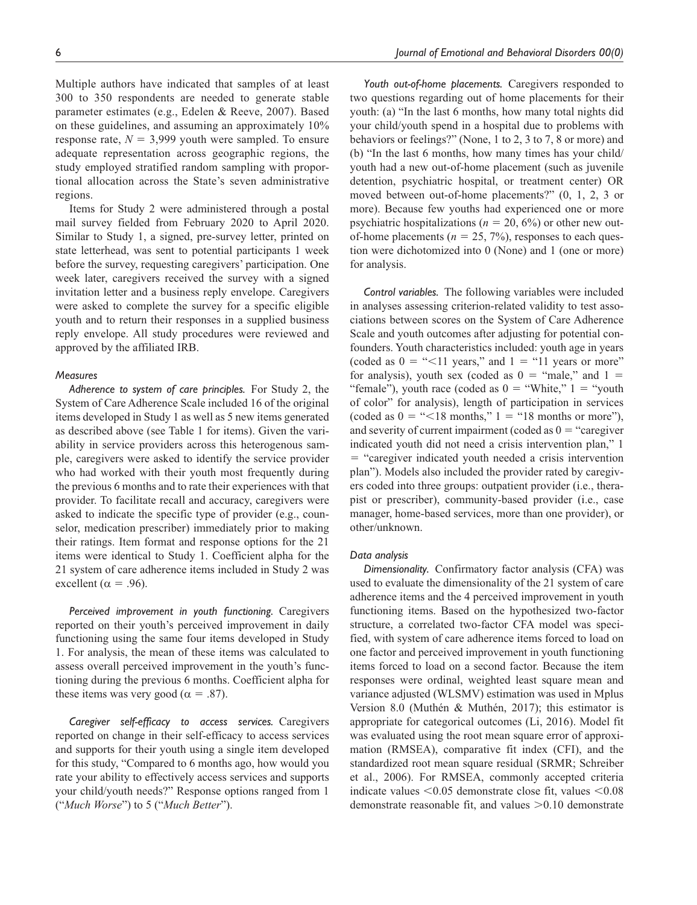Multiple authors have indicated that samples of at least 300 to 350 respondents are needed to generate stable parameter estimates (e.g., Edelen & Reeve, 2007). Based on these guidelines, and assuming an approximately 10% response rate, $N = 3{,}999$ youth were sampled. To ensure adequate representation across geographic regions, the study employed stratified random sampling with proportional allocation across the State's seven administrative regions.

Items for Study 2 were administered through a postal mail survey fielded from February 2020 to April 2020. Similar to Study 1, a signed, pre-survey letter, printed on state letterhead, was sent to potential participants 1 week before the survey, requesting caregivers' participation. One week later, caregivers received the survey with a signed invitation letter and a business reply envelope. Caregivers were asked to complete the survey for a specific eligible youth and to return their responses in a supplied business reply envelope. All study procedures were reviewed and approved by the affiliated IRB.

#### *Measures*

*Adherence to system of care principles.* For Study 2, the System of Care Adherence Scale included 16 of the original items developed in Study 1 as well as 5 new items generated as described above (see Table 1 for items). Given the variability in service providers across this heterogenous sample, caregivers were asked to identify the service provider who had worked with their youth most frequently during the previous 6 months and to rate their experiences with that provider. To facilitate recall and accuracy, caregivers were asked to indicate the specific type of provider (e.g., counselor, medication prescriber) immediately prior to making their ratings. Item format and response options for the 21 items were identical to Study 1. Coefficient alpha for the 21 system of care adherence items included in Study 2 was excellent ($\alpha = .96$).

*Perceived improvement in youth functioning.* Caregivers reported on their youth's perceived improvement in daily functioning using the same four items developed in Study 1. For analysis, the mean of these items was calculated to assess overall perceived improvement in the youth's functioning during the previous 6 months. Coefficient alpha for these items was very good ($\alpha = .87$).

*Caregiver self-efficacy to access services.* Caregivers reported on change in their self-efficacy to access services and supports for their youth using a single item developed for this study, "Compared to 6 months ago, how would you rate your ability to effectively access services and supports your child/youth needs?" Response options ranged from 1 ("*Much Worse*") to 5 ("*Much Better*").

*Youth out-of-home placements.* Caregivers responded to two questions regarding out of home placements for their youth: (a) "In the last 6 months, how many total nights did your child/youth spend in a hospital due to problems with behaviors or feelings?" (None, 1 to 2, 3 to 7, 8 or more) and (b) "In the last 6 months, how many times has your child/youth had a new out-of-home placement (such as juvenile detention, psychiatric hospital, or treatment center) OR moved between out-of-home placements?" (0, 1, 2, 3 or more). Because few youths had experienced one or more psychiatric hospitalizations ($n = 20$, 6%) or other new out-of-home placements ($n = 25$, 7%), responses to each question were dichotomized into 0 (None) and 1 (one or more) for analysis.

*Control variables.* The following variables were included in analyses assessing criterion-related validity to test associations between scores on the System of Care Adherence Scale and youth outcomes after adjusting for potential confounders. Youth characteristics included: youth age in years (coded as 0 = "<11 years," and 1 = "11 years or more" for analysis), youth sex (coded as 0 = "male," and 1 = "female"), youth race (coded as 0 = "White," 1 = "youth of color" for analysis), length of participation in services (coded as 0 = "<18 months," 1 = "18 months or more"), and severity of current impairment (coded as 0 = "caregiver indicated youth did not need a crisis intervention plan," 1 = "caregiver indicated youth needed a crisis intervention plan"). Models also included the provider rated by caregivers coded into three groups: outpatient provider (i.e., therapist or prescriber), community-based provider (i.e., case manager, home-based services, more than one provider), or other/unknown.

#### *Data analysis*

*Dimensionality.* Confirmatory factor analysis (CFA) was used to evaluate the dimensionality of the 21 system of care adherence items and the 4 perceived improvement in youth functioning items. Based on the hypothesized two-factor structure, a correlated two-factor CFA model was specified, with system of care adherence items forced to load on one factor and perceived improvement in youth functioning items forced to load on a second factor. Because the item responses were ordinal, weighted least square mean and variance adjusted (WLSMV) estimation was used in Mplus Version 8.0 (Muthén & Muthén, 2017); this estimator is appropriate for categorical outcomes (Li, 2016). Model fit was evaluated using the root mean square error of approximation (RMSEA), comparative fit index (CFI), and the standardized root mean square residual (SRMR; Schreiber et al., 2006). For RMSEA, commonly accepted criteria indicate values <0.05 demonstrate close fit, values <0.08 demonstrate reasonable fit, and values >0.10 demonstrate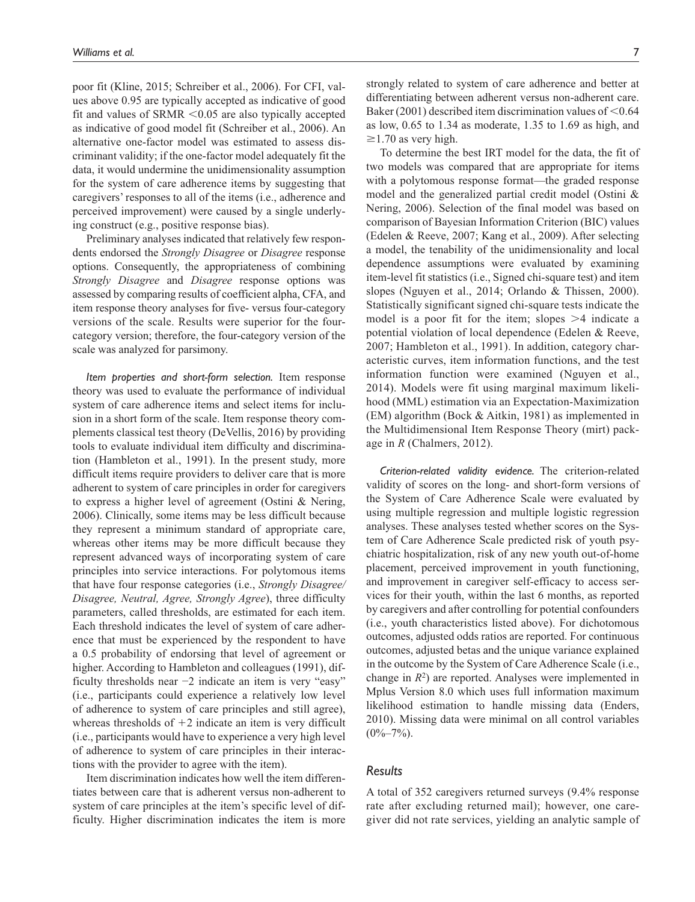poor fit (Kline, 2015; Schreiber et al., 2006). For CFI, values above 0.95 are typically accepted as indicative of good fit and values of SRMR <0.05 are also typically accepted as indicative of good model fit (Schreiber et al., 2006). An alternative one-factor model was estimated to assess discriminant validity; if the one-factor model adequately fit the data, it would undermine the unidimensionality assumption for the system of care adherence items by suggesting that caregivers' responses to all of the items (i.e., adherence and perceived improvement) were caused by a single underlying construct (e.g., positive response bias).

Preliminary analyses indicated that relatively few respondents endorsed the *Strongly Disagree* or *Disagree* response options. Consequently, the appropriateness of combining *Strongly Disagree* and *Disagree* response options was assessed by comparing results of coefficient alpha, CFA, and item response theory analyses for five- versus four-category versions of the scale. Results were superior for the four-category version; therefore, the four-category version of the scale was analyzed for parsimony.

*Item properties and short-form selection.* Item response theory was used to evaluate the performance of individual system of care adherence items and select items for inclusion in a short form of the scale. Item response theory complements classical test theory (DeVellis, 2016) by providing tools to evaluate individual item difficulty and discrimination (Hambleton et al., 1991). In the present study, more difficult items require providers to deliver care that is more adherent to system of care principles in order for caregivers to express a higher level of agreement (Ostini & Nering, 2006). Clinically, some items may be less difficult because they represent a minimum standard of appropriate care, whereas other items may be more difficult because they represent advanced ways of incorporating system of care principles into service interactions. For polytomous items that have four response categories (i.e., *Strongly Disagree/Disagree, Neutral, Agree, Strongly Agree*), three difficulty parameters, called thresholds, are estimated for each item. Each threshold indicates the level of system of care adherence that must be experienced by the respondent to have a 0.5 probability of endorsing that level of agreement or higher. According to Hambleton and colleagues (1991), difficulty thresholds near $-2$ indicate an item is very "easy" (i.e., participants could experience a relatively low level of adherence to system of care principles and still agree), whereas thresholds of $+2$ indicate an item is very difficult (i.e., participants would have to experience a very high level of adherence to system of care principles in their interactions with the provider to agree with the item).

Item discrimination indicates how well the item differentiates between care that is adherent versus non-adherent to system of care principles at the item's specific level of difficulty. Higher discrimination indicates the item is more strongly related to system of care adherence and better at differentiating between adherent versus non-adherent care. Baker (2001) described item discrimination values of <0.64 as low, 0.65 to 1.34 as moderate, 1.35 to 1.69 as high, and ≥1.70 as very high.

To determine the best IRT model for the data, the fit of two models was compared that are appropriate for items with a polytomous response format—the graded response model and the generalized partial credit model (Ostini & Nering, 2006). Selection of the final model was based on comparison of Bayesian Information Criterion (BIC) values (Edelen & Reeve, 2007; Kang et al., 2009). After selecting a model, the tenability of the unidimensionality and local dependence assumptions were evaluated by examining item-level fit statistics (i.e., Signed chi-square test) and item slopes (Nguyen et al., 2014; Orlando & Thissen, 2000). Statistically significant signed chi-square tests indicate the model is a poor fit for the item; slopes >4 indicate a potential violation of local dependence (Edelen & Reeve, 2007; Hambleton et al., 1991). In addition, category characteristic curves, item information functions, and the test information function were examined (Nguyen et al., 2014). Models were fit using marginal maximum likelihood (MML) estimation via an Expectation-Maximization (EM) algorithm (Bock & Aitkin, 1981) as implemented in the Multidimensional Item Response Theory (mirt) package in *R* (Chalmers, 2012).

*Criterion-related validity evidence.* The criterion-related validity of scores on the long- and short-form versions of the System of Care Adherence Scale were evaluated by using multiple regression and multiple logistic regression analyses. These analyses tested whether scores on the System of Care Adherence Scale predicted risk of youth psychiatric hospitalization, risk of any new youth out-of-home placement, perceived improvement in youth functioning, and improvement in caregiver self-efficacy to access services for their youth, within the last 6 months, as reported by caregivers and after controlling for potential confounders (i.e., youth characteristics listed above). For dichotomous outcomes, adjusted odds ratios are reported. For continuous outcomes, adjusted betas and the unique variance explained in the outcome by the System of Care Adherence Scale (i.e., change in $R^2$) are reported. Analyses were implemented in Mplus Version 8.0 which uses full information maximum likelihood estimation to handle missing data (Enders, 2010). Missing data were minimal on all control variables (0%–7%).

## Results

A total of 352 caregivers returned surveys (9.4% response rate after excluding returned mail); however, one caregiver did not rate services, yielding an analytic sample of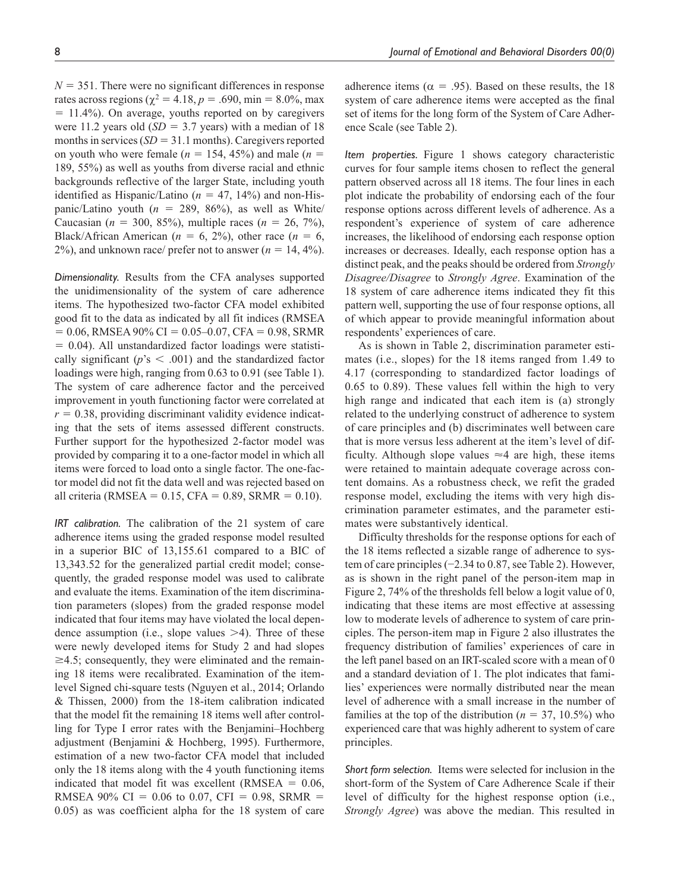$N = 351$. There were no significant differences in response rates across regions ($\chi^2 = 4.18$, $p = .690$, min = 8.0%, max = 11.4%). On average, youths reported on by caregivers were 11.2 years old ($SD = 3.7$ years) with a median of 18 months in services ($SD = 31.1$ months). Caregivers reported on youth who were female ($n = 154$, 45%) and male ($n = 189$, 55%) as well as youths from diverse racial and ethnic backgrounds reflective of the larger State, including youth identified as Hispanic/Latino ($n = 47$, 14%) and non-Hispanic/Latino youth ($n = 289$, 86%), as well as White/Caucasian ($n = 300$, 85%), multiple races ($n = 26$, 7%), Black/African American ($n = 6$, 2%), other race ($n = 6$, 2%), and unknown race/ prefer not to answer ($n = 14$, 4%).

*Dimensionality.* Results from the CFA analyses supported the unidimensionality of the system of care adherence items. The hypothesized two-factor CFA model exhibited good fit to the data as indicated by all fit indices (RMSEA = 0.06, RMSEA 90% CI = 0.05–0.07, CFA = 0.98, SRMR = 0.04). All unstandardized factor loadings were statistically significant ($p$'s $< .001$) and the standardized factor loadings were high, ranging from 0.63 to 0.91 (see Table 1). The system of care adherence factor and the perceived improvement in youth functioning factor were correlated at $r = 0.38$, providing discriminant validity evidence indicating that the sets of items assessed different constructs. Further support for the hypothesized 2-factor model was provided by comparing it to a one-factor model in which all items were forced to load onto a single factor. The one-factor model did not fit the data well and was rejected based on all criteria (RMSEA = 0.15, CFA = 0.89, SRMR = 0.10).

*IRT calibration.* The calibration of the 21 system of care adherence items using the graded response model resulted in a superior BIC of 13,155.61 compared to a BIC of 13,343.52 for the generalized partial credit model; consequently, the graded response model was used to calibrate and evaluate the items. Examination of the item discrimination parameters (slopes) from the graded response model indicated that four items may have violated the local dependence assumption (i.e., slope values $>4$). Three of these were newly developed items for Study 2 and had slopes $\geq 4.5$; consequently, they were eliminated and the remaining 18 items were recalibrated. Examination of the item-level Signed chi-square tests (Nguyen et al., 2014; Orlando & Thissen, 2000) from the 18-item calibration indicated that the model fit the remaining 18 items well after controlling for Type I error rates with the Benjamini–Hochberg adjustment (Benjamini & Hochberg, 1995). Furthermore, estimation of a new two-factor CFA model that included only the 18 items along with the 4 youth functioning items indicated that model fit was excellent (RMSEA = 0.06, RMSEA 90% CI = 0.06 to 0.07, CFI = 0.98, SRMR = 0.05) as was coefficient alpha for the 18 system of care adherence items ($\alpha = .95$). Based on these results, the 18 system of care adherence items were accepted as the final set of items for the long form of the System of Care Adherence Scale (see Table 2).

*Item properties.* Figure 1 shows category characteristic curves for four sample items chosen to reflect the general pattern observed across all 18 items. The four lines in each plot indicate the probability of endorsing each of the four response options across different levels of adherence. As a respondent's experience of system of care adherence increases, the likelihood of endorsing each response option increases or decreases. Ideally, each response option has a distinct peak, and the peaks should be ordered from *Strongly Disagree/Disagree* to *Strongly Agree*. Examination of the 18 system of care adherence items indicated they fit this pattern well, supporting the use of four response options, all of which appear to provide meaningful information about respondents' experiences of care.

As is shown in Table 2, discrimination parameter estimates (i.e., slopes) for the 18 items ranged from 1.49 to 4.17 (corresponding to standardized factor loadings of 0.65 to 0.89). These values fell within the high to very high range and indicated that each item is (a) strongly related to the underlying construct of adherence to system of care principles and (b) discriminates well between care that is more versus less adherent at the item's level of difficulty. Although slope values $\approx 4$ are high, these items were retained to maintain adequate coverage across content domains. As a robustness check, we refit the graded response model, excluding the items with very high discrimination parameter estimates, and the parameter estimates were substantively identical.

Difficulty thresholds for the response options for each of the 18 items reflected a sizable range of adherence to system of care principles (−2.34 to 0.87, see Table 2). However, as is shown in the right panel of the person-item map in Figure 2, 74% of the thresholds fell below a logit value of 0, indicating that these items are most effective at assessing low to moderate levels of adherence to system of care principles. The person-item map in Figure 2 also illustrates the frequency distribution of families' experiences of care in the left panel based on an IRT-scaled score with a mean of 0 and a standard deviation of 1. The plot indicates that families' experiences were normally distributed near the mean level of adherence with a small increase in the number of families at the top of the distribution ($n = 37$, 10.5%) who experienced care that was highly adherent to system of care principles.

*Short form selection.* Items were selected for inclusion in the short-form of the System of Care Adherence Scale if their level of difficulty for the highest response option (i.e., *Strongly Agree*) was above the median. This resulted in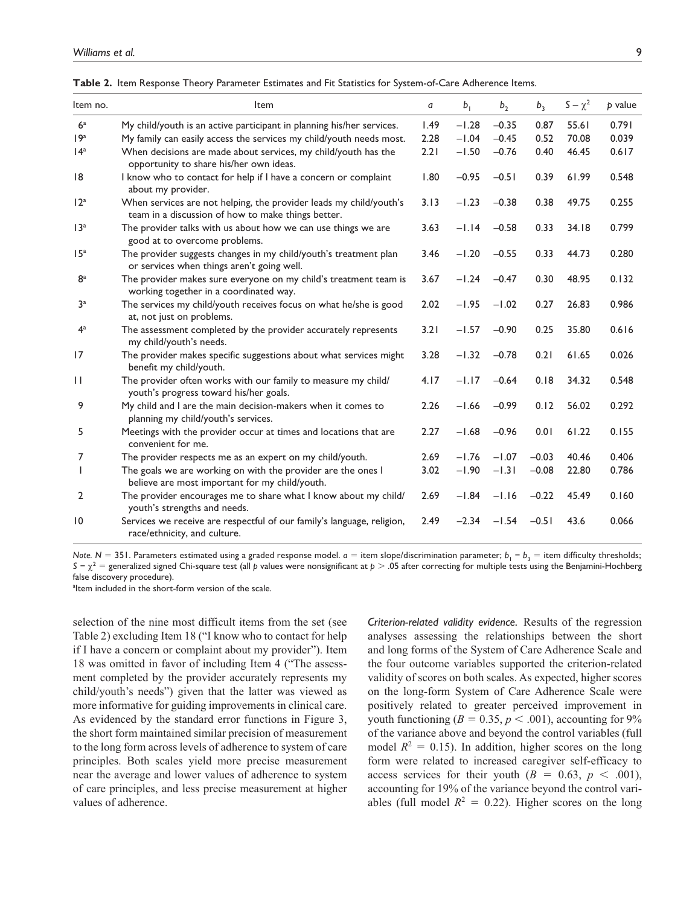**Table 2.** Item Response Theory Parameter Estimates and Fit Statistics for System-of-Care Adherence Items.

| Item no. | Item | $a$ | $b_1$ | $b_2$ | $b_3$ | $S-\chi^2$ | $p$ value |
|---|---|---|---|---|---|---|---|
| 6[a] | My child/youth is an active participant in planning his/her services. | 1.49 | −1.28 | −0.35 | 0.87 | 55.61 | 0.791 |
| 19[a] | My family can easily access the services my child/youth needs most. | 2.28 | −1.04 | −0.45 | 0.52 | 70.08 | 0.039 |
| 14[a] | When decisions are made about services, my child/youth has the opportunity to share his/her own ideas. | 2.21 | −1.50 | −0.76 | 0.40 | 46.45 | 0.617 |
| 18 | I know who to contact for help if I have a concern or complaint about my provider. | 1.80 | −0.95 | −0.51 | 0.39 | 61.99 | 0.548 |
| 12[a] | When services are not helping, the provider leads my child/youth's team in a discussion of how to make things better. | 3.13 | −1.23 | −0.38 | 0.38 | 49.75 | 0.255 |
| 13[a] | The provider talks with us about how we can use things we are good at to overcome problems. | 3.63 | −1.14 | −0.58 | 0.33 | 34.18 | 0.799 |
| 15[a] | The provider suggests changes in my child/youth's treatment plan or services when things aren't going well. | 3.46 | −1.20 | −0.55 | 0.33 | 44.73 | 0.280 |
| 8[a] | The provider makes sure everyone on my child's treatment team is working together in a coordinated way. | 3.67 | −1.24 | −0.47 | 0.30 | 48.95 | 0.132 |
| 3[a] | The services my child/youth receives focus on what he/she is good at, not just on problems. | 2.02 | −1.95 | −1.02 | 0.27 | 26.83 | 0.986 |
| 4[a] | The assessment completed by the provider accurately represents my child/youth's needs. | 3.21 | −1.57 | −0.90 | 0.25 | 35.80 | 0.616 |
| 17 | The provider makes specific suggestions about what services might benefit my child/youth. | 3.28 | −1.32 | −0.78 | 0.21 | 61.65 | 0.026 |
| 11 | The provider often works with our family to measure my child/youth's progress toward his/her goals. | 4.17 | −1.17 | −0.64 | 0.18 | 34.32 | 0.548 |
| 9 | My child and I are the main decision-makers when it comes to planning my child/youth's services. | 2.26 | −1.66 | −0.99 | 0.12 | 56.02 | 0.292 |
| 5 | Meetings with the provider occur at times and locations that are convenient for me. | 2.27 | −1.68 | −0.96 | 0.01 | 61.22 | 0.155 |
| 7 | The provider respects me as an expert on my child/youth. | 2.69 | −1.76 | −1.07 | −0.03 | 40.46 | 0.406 |
| 1 | The goals we are working on with the provider are the ones I believe are most important for my child/youth. | 3.02 | −1.90 | −1.31 | −0.08 | 22.80 | 0.786 |
| 2 | The provider encourages me to share what I know about my child/youth's strengths and needs. | 2.69 | −1.84 | −1.16 | −0.22 | 45.49 | 0.160 |
| 10 | Services we receive are respectful of our family's language, religion, race/ethnicity, and culture. | 2.49 | −2.34 | −1.54 | −0.51 | 43.6 | 0.066 |

*Note.* $N = 351$. Parameters estimated using a graded response model. $a$ = item slope/discrimination parameter; $b_1 - b_3$ = item difficulty thresholds; $S-\chi^2$ = generalized signed Chi-square test (all $p$ values were nonsignificant at $p > .05$ after correcting for multiple tests using the Benjamini-Hochberg false discovery procedure).

[a]Item included in the short-form version of the scale.

selection of the nine most difficult items from the set (see Table 2) excluding Item 18 ("I know who to contact for help if I have a concern or complaint about my provider"). Item 18 was omitted in favor of including Item 4 ("The assessment completed by the provider accurately represents my child/youth's needs") given that the latter was viewed as more informative for guiding improvements in clinical care. As evidenced by the standard error functions in Figure 3, the short form maintained similar precision of measurement to the long form across levels of adherence to system of care principles. Both scales yield more precise measurement near the average and lower values of adherence to system of care principles, and less precise measurement at higher values of adherence.

*Criterion-related validity evidence.* Results of the regression analyses assessing the relationships between the short and long forms of the System of Care Adherence Scale and the four outcome variables supported the criterion-related validity of scores on both scales. As expected, higher scores on the long-form System of Care Adherence Scale were positively related to greater perceived improvement in youth functioning ($B = 0.35$, $p < .001$), accounting for 9% of the variance above and beyond the control variables (full model $R^2 = 0.15$). In addition, higher scores on the long form were related to increased caregiver self-efficacy to access services for their youth ($B = 0.63$, $p < .001$), accounting for 19% of the variance beyond the control variables (full model $R^2 = 0.22$). Higher scores on the long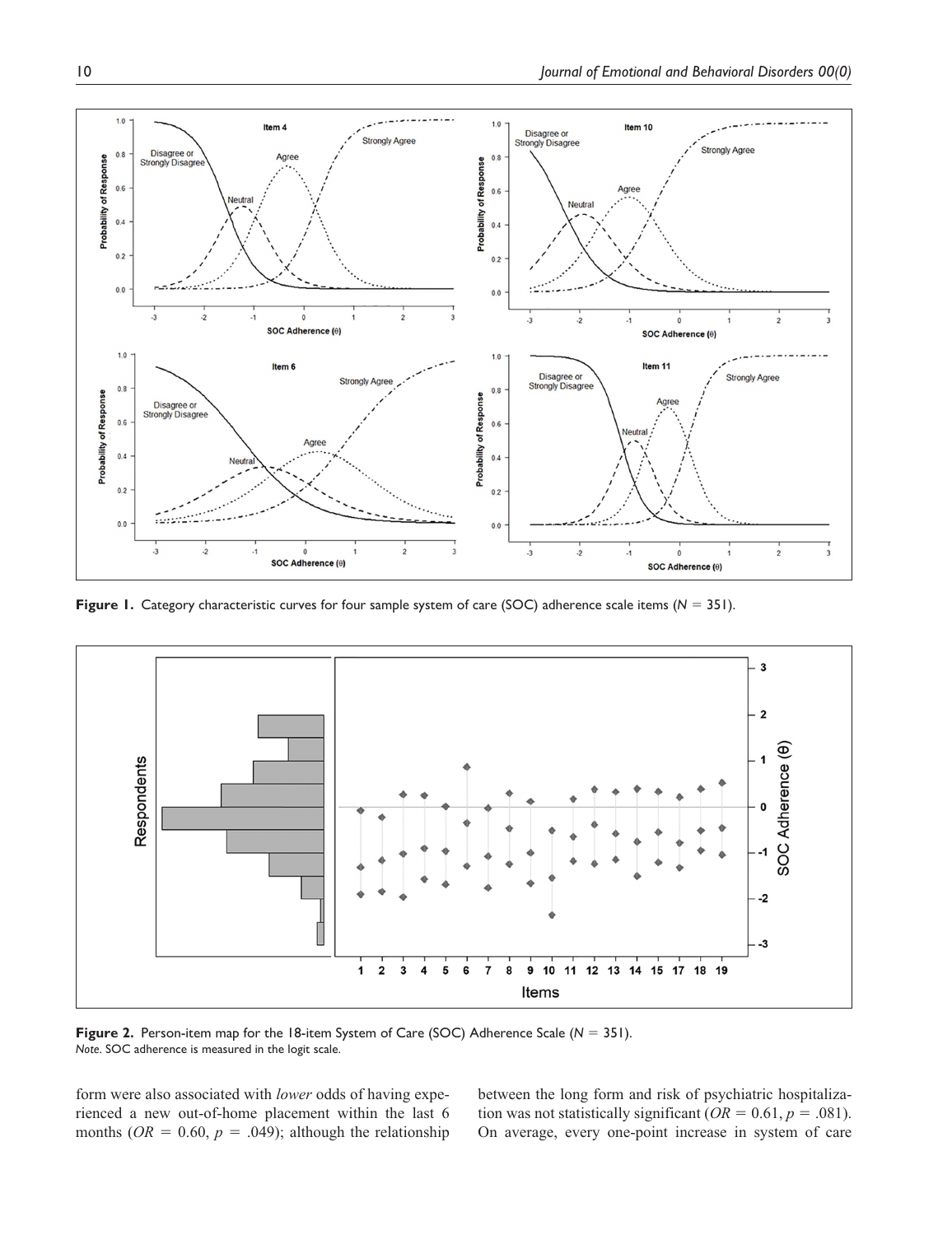Figure 1. Category characteristic curves for four sample system of care (SOC) adherence scale items ($N = 351$).

Figure 2. Person-item map for the 18-item System of Care (SOC) Adherence Scale ($N = 351$).
*Note.* SOC adherence is measured in the logit scale.

form were also associated with *lower* odds of having experienced a new out-of-home placement within the last 6 months ($OR = 0.60$, $p = .049$); although the relationship between the long form and risk of psychiatric hospitalization was not statistically significant ($OR = 0.61$, $p = .081$). On average, every one-point increase in system of care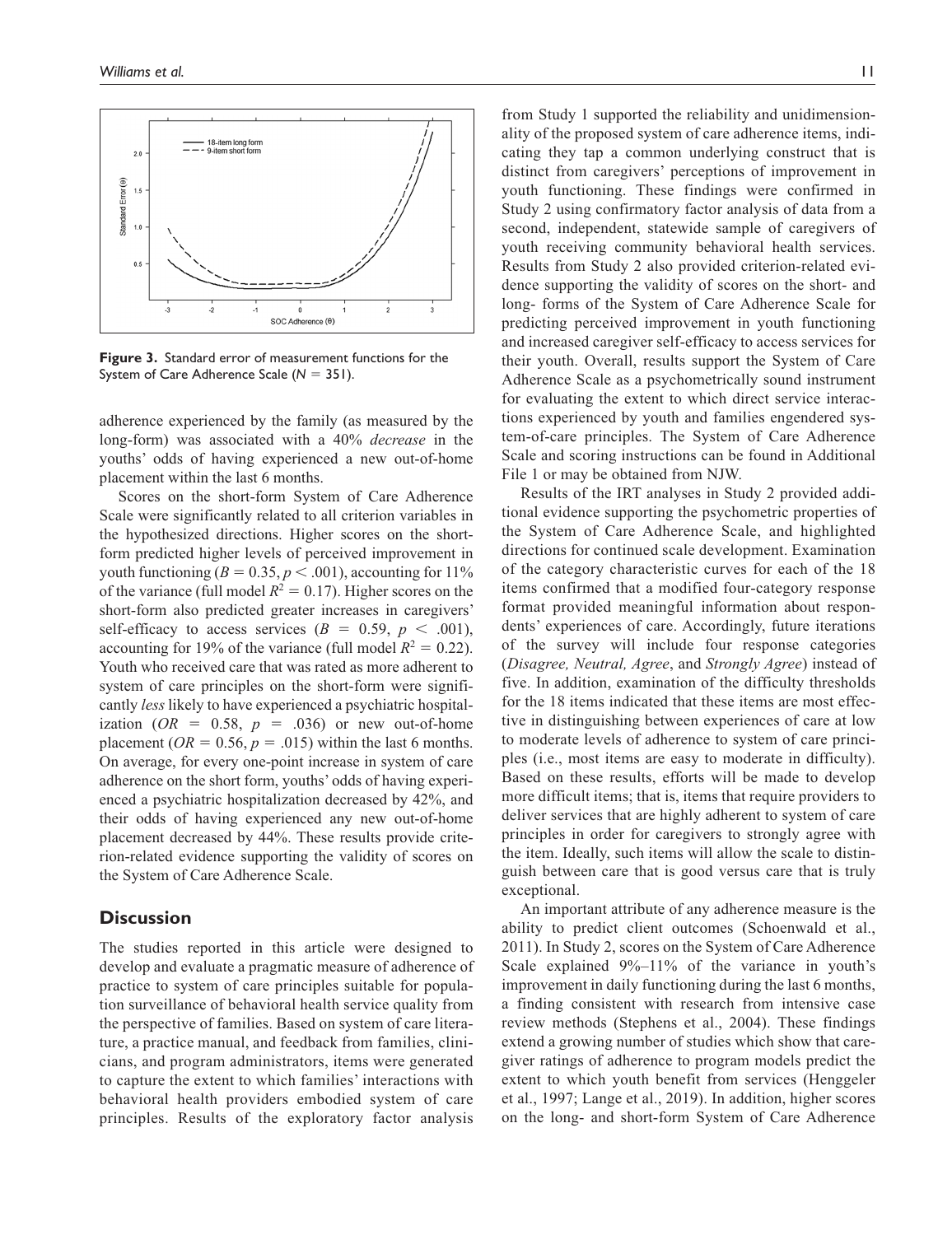**Figure 3.** Standard error of measurement functions for the System of Care Adherence Scale ($N = 351$).

adherence experienced by the family (as measured by the long-form) was associated with a 40% *decrease* in the youths' odds of having experienced a new out-of-home placement within the last 6 months.

Scores on the short-form System of Care Adherence Scale were significantly related to all criterion variables in the hypothesized directions. Higher scores on the short-form predicted higher levels of perceived improvement in youth functioning ($B = 0.35, p < .001$), accounting for 11% of the variance (full model $R^2 = 0.17$). Higher scores on the short-form also predicted greater increases in caregivers' self-efficacy to access services ($B = 0.59, p < .001$), accounting for 19% of the variance (full model $R^2 = 0.22$). Youth who received care that was rated as more adherent to system of care principles on the short-form were significantly *less* likely to have experienced a psychiatric hospitalization ($OR = 0.58, p = .036$) or new out-of-home placement ($OR = 0.56, p = .015$) within the last 6 months. On average, for every one-point increase in system of care adherence on the short form, youths' odds of having experienced a psychiatric hospitalization decreased by 42%, and their odds of having experienced any new out-of-home placement decreased by 44%. These results provide criterion-related evidence supporting the validity of scores on the System of Care Adherence Scale.

## Discussion

The studies reported in this article were designed to develop and evaluate a pragmatic measure of adherence of practice to system of care principles suitable for population surveillance of behavioral health service quality from the perspective of families. Based on system of care literature, a practice manual, and feedback from families, clinicians, and program administrators, items were generated to capture the extent to which families' interactions with behavioral health providers embodied system of care principles. Results of the exploratory factor analysis from Study 1 supported the reliability and unidimensionality of the proposed system of care adherence items, indicating they tap a common underlying construct that is distinct from caregivers' perceptions of improvement in youth functioning. These findings were confirmed in Study 2 using confirmatory factor analysis of data from a second, independent, statewide sample of caregivers of youth receiving community behavioral health services. Results from Study 2 also provided criterion-related evidence supporting the validity of scores on the short- and long- forms of the System of Care Adherence Scale for predicting perceived improvement in youth functioning and increased caregiver self-efficacy to access services for their youth. Overall, results support the System of Care Adherence Scale as a psychometrically sound instrument for evaluating the extent to which direct service interactions experienced by youth and families engendered system-of-care principles. The System of Care Adherence Scale and scoring instructions can be found in Additional File 1 or may be obtained from NJW.

Results of the IRT analyses in Study 2 provided additional evidence supporting the psychometric properties of the System of Care Adherence Scale, and highlighted directions for continued scale development. Examination of the category characteristic curves for each of the 18 items confirmed that a modified four-category response format provided meaningful information about respondents' experiences of care. Accordingly, future iterations of the survey will include four response categories (*Disagree, Neutral, Agree*, and *Strongly Agree*) instead of five. In addition, examination of the difficulty thresholds for the 18 items indicated that these items are most effective in distinguishing between experiences of care at low to moderate levels of adherence to system of care principles (i.e., most items are easy to moderate in difficulty). Based on these results, efforts will be made to develop more difficult items; that is, items that require providers to deliver services that are highly adherent to system of care principles in order for caregivers to strongly agree with the item. Ideally, such items will allow the scale to distinguish between care that is good versus care that is truly exceptional.

An important attribute of any adherence measure is the ability to predict client outcomes (Schoenwald et al., 2011). In Study 2, scores on the System of Care Adherence Scale explained 9%–11% of the variance in youth's improvement in daily functioning during the last 6 months, a finding consistent with research from intensive case review methods (Stephens et al., 2004). These findings extend a growing number of studies which show that caregiver ratings of adherence to program models predict the extent to which youth benefit from services (Henggeler et al., 1997; Lange et al., 2019). In addition, higher scores on the long- and short-form System of Care Adherence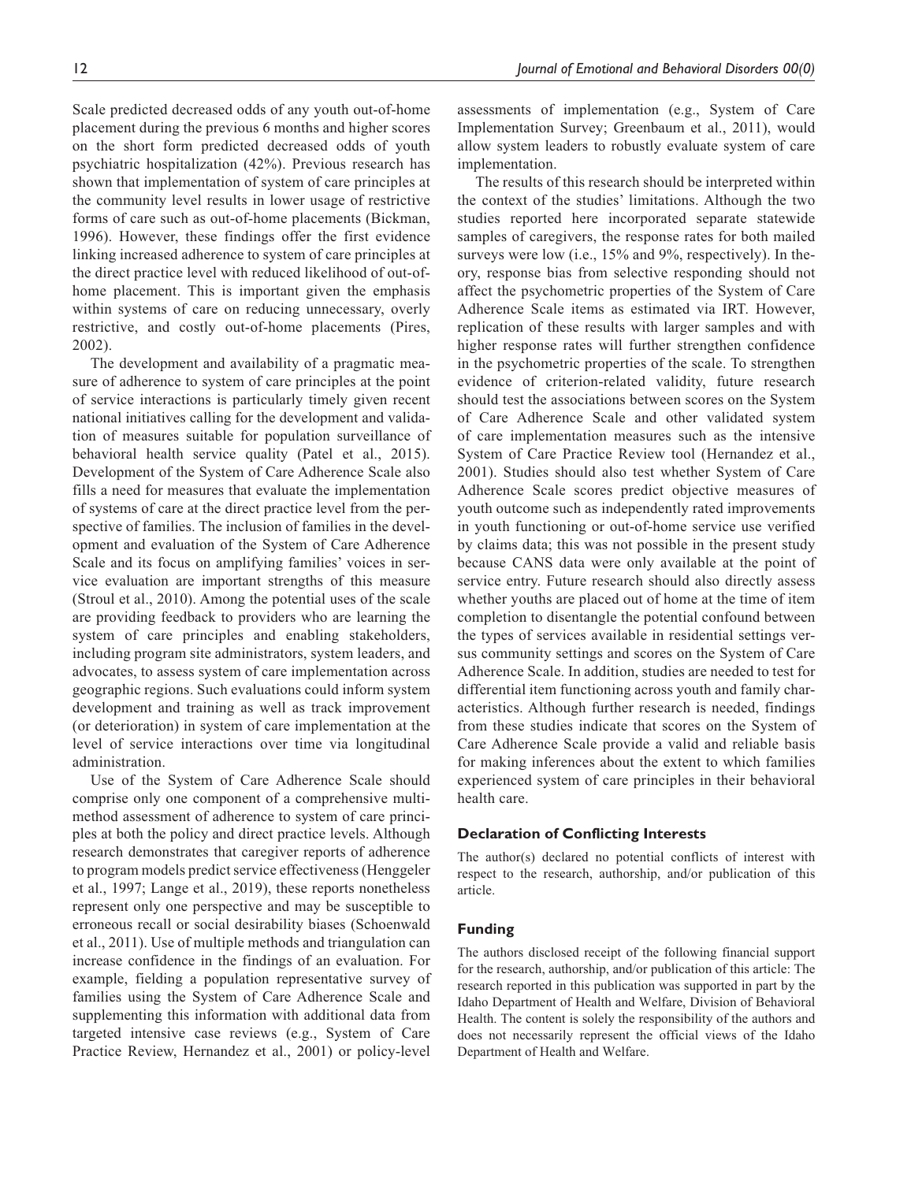Scale predicted decreased odds of any youth out-of-home placement during the previous 6 months and higher scores on the short form predicted decreased odds of youth psychiatric hospitalization (42%). Previous research has shown that implementation of system of care principles at the community level results in lower usage of restrictive forms of care such as out-of-home placements (Bickman, 1996). However, these findings offer the first evidence linking increased adherence to system of care principles at the direct practice level with reduced likelihood of out-of-home placement. This is important given the emphasis within systems of care on reducing unnecessary, overly restrictive, and costly out-of-home placements (Pires, 2002).

The development and availability of a pragmatic measure of adherence to system of care principles at the point of service interactions is particularly timely given recent national initiatives calling for the development and validation of measures suitable for population surveillance of behavioral health service quality (Patel et al., 2015). Development of the System of Care Adherence Scale also fills a need for measures that evaluate the implementation of systems of care at the direct practice level from the perspective of families. The inclusion of families in the development and evaluation of the System of Care Adherence Scale and its focus on amplifying families' voices in service evaluation are important strengths of this measure (Stroul et al., 2010). Among the potential uses of the scale are providing feedback to providers who are learning the system of care principles and enabling stakeholders, including program site administrators, system leaders, and advocates, to assess system of care implementation across geographic regions. Such evaluations could inform system development and training as well as track improvement (or deterioration) in system of care implementation at the level of service interactions over time via longitudinal administration.

Use of the System of Care Adherence Scale should comprise only one component of a comprehensive multimethod assessment of adherence to system of care principles at both the policy and direct practice levels. Although research demonstrates that caregiver reports of adherence to program models predict service effectiveness (Henggeler et al., 1997; Lange et al., 2019), these reports nonetheless represent only one perspective and may be susceptible to erroneous recall or social desirability biases (Schoenwald et al., 2011). Use of multiple methods and triangulation can increase confidence in the findings of an evaluation. For example, fielding a population representative survey of families using the System of Care Adherence Scale and supplementing this information with additional data from targeted intensive case reviews (e.g., System of Care Practice Review, Hernandez et al., 2001) or policy-level assessments of implementation (e.g., System of Care Implementation Survey; Greenbaum et al., 2011), would allow system leaders to robustly evaluate system of care implementation.

The results of this research should be interpreted within the context of the studies' limitations. Although the two studies reported here incorporated separate statewide samples of caregivers, the response rates for both mailed surveys were low (i.e., 15% and 9%, respectively). In theory, response bias from selective responding should not affect the psychometric properties of the System of Care Adherence Scale items as estimated via IRT. However, replication of these results with larger samples and with higher response rates will further strengthen confidence in the psychometric properties of the scale. To strengthen evidence of criterion-related validity, future research should test the associations between scores on the System of Care Adherence Scale and other validated system of care implementation measures such as the intensive System of Care Practice Review tool (Hernandez et al., 2001). Studies should also test whether System of Care Adherence Scale scores predict objective measures of youth outcome such as independently rated improvements in youth functioning or out-of-home service use verified by claims data; this was not possible in the present study because CANS data were only available at the point of service entry. Future research should also directly assess whether youths are placed out of home at the time of item completion to disentangle the potential confound between the types of services available in residential settings versus community settings and scores on the System of Care Adherence Scale. In addition, studies are needed to test for differential item functioning across youth and family characteristics. Although further research is needed, findings from these studies indicate that scores on the System of Care Adherence Scale provide a valid and reliable basis for making inferences about the extent to which families experienced system of care principles in their behavioral health care.

## Declaration of Conflicting Interests

The author(s) declared no potential conflicts of interest with respect to the research, authorship, and/or publication of this article.

## Funding

The authors disclosed receipt of the following financial support for the research, authorship, and/or publication of this article: The research reported in this publication was supported in part by the Idaho Department of Health and Welfare, Division of Behavioral Health. The content is solely the responsibility of the authors and does not necessarily represent the official views of the Idaho Department of Health and Welfare.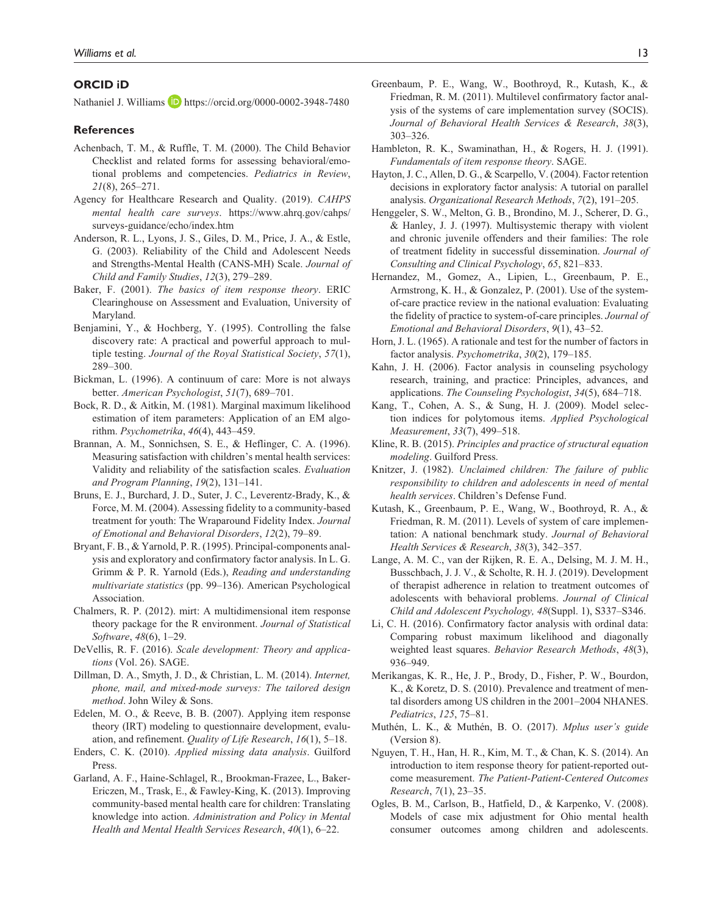## ORCID iD

Nathaniel J. Williams https://orcid.org/0000-0002-3948-7480

## References

Achenbach, T. M., & Ruffle, T. M. (2000). The Child Behavior Checklist and related forms for assessing behavioral/emotional problems and competencies. *Pediatrics in Review*, *21*(8), 265–271.

Agency for Healthcare Research and Quality. (2019). *CAHPS mental health care surveys*. https://www.ahrq.gov/cahps/surveys-guidance/echo/index.htm

Anderson, R. L., Lyons, J. S., Giles, D. M., Price, J. A., & Estle, G. (2003). Reliability of the Child and Adolescent Needs and Strengths-Mental Health (CANS-MH) Scale. *Journal of Child and Family Studies*, *12*(3), 279–289.

Baker, F. (2001). *The basics of item response theory*. ERIC Clearinghouse on Assessment and Evaluation, University of Maryland.

Benjamini, Y., & Hochberg, Y. (1995). Controlling the false discovery rate: A practical and powerful approach to multiple testing. *Journal of the Royal Statistical Society*, *57*(1), 289–300.

Bickman, L. (1996). A continuum of care: More is not always better. *American Psychologist*, *51*(7), 689–701.

Bock, R. D., & Aitkin, M. (1981). Marginal maximum likelihood estimation of item parameters: Application of an EM algorithm. *Psychometrika*, *46*(4), 443–459.

Brannan, A. M., Sonnichsen, S. E., & Heflinger, C. A. (1996). Measuring satisfaction with children's mental health services: Validity and reliability of the satisfaction scales. *Evaluation and Program Planning*, *19*(2), 131–141.

Bruns, E. J., Burchard, J. D., Suter, J. C., Leverentz-Brady, K., & Force, M. M. (2004). Assessing fidelity to a community-based treatment for youth: The Wraparound Fidelity Index. *Journal of Emotional and Behavioral Disorders*, *12*(2), 79–89.

Bryant, F. B., & Yarnold, P. R. (1995). Principal-components analysis and exploratory and confirmatory factor analysis. In L. G. Grimm & P. R. Yarnold (Eds.), *Reading and understanding multivariate statistics* (pp. 99–136). American Psychological Association.

Chalmers, R. P. (2012). mirt: A multidimensional item response theory package for the R environment. *Journal of Statistical Software*, *48*(6), 1–29.

DeVellis, R. F. (2016). *Scale development: Theory and applications* (Vol. 26). SAGE.

Dillman, D. A., Smyth, J. D., & Christian, L. M. (2014). *Internet, phone, mail, and mixed-mode surveys: The tailored design method*. John Wiley & Sons.

Edelen, M. O., & Reeve, B. B. (2007). Applying item response theory (IRT) modeling to questionnaire development, evaluation, and refinement. *Quality of Life Research*, *16*(1), 5–18.

Enders, C. K. (2010). *Applied missing data analysis*. Guilford Press.

Garland, A. F., Haine-Schlagel, R., Brookman-Frazee, L., Baker-Ericzen, M., Trask, E., & Fawley-King, K. (2013). Improving community-based mental health care for children: Translating knowledge into action. *Administration and Policy in Mental Health and Mental Health Services Research*, *40*(1), 6–22.

Greenbaum, P. E., Wang, W., Boothroyd, R., Kutash, K., & Friedman, R. M. (2011). Multilevel confirmatory factor analysis of the systems of care implementation survey (SOCIS). *Journal of Behavioral Health Services & Research*, *38*(3), 303–326.

Hambleton, R. K., Swaminathan, H., & Rogers, H. J. (1991). *Fundamentals of item response theory*. SAGE.

Hayton, J. C., Allen, D. G., & Scarpello, V. (2004). Factor retention decisions in exploratory factor analysis: A tutorial on parallel analysis. *Organizational Research Methods*, *7*(2), 191–205.

Henggeler, S. W., Melton, G. B., Brondino, M. J., Scherer, D. G., & Hanley, J. J. (1997). Multisystemic therapy with violent and chronic juvenile offenders and their families: The role of treatment fidelity in successful dissemination. *Journal of Consulting and Clinical Psychology*, *65*, 821–833.

Hernandez, M., Gomez, A., Lipien, L., Greenbaum, P. E., Armstrong, K. H., & Gonzalez, P. (2001). Use of the system-of-care practice review in the national evaluation: Evaluating the fidelity of practice to system-of-care principles. *Journal of Emotional and Behavioral Disorders*, *9*(1), 43–52.

Horn, J. L. (1965). A rationale and test for the number of factors in factor analysis. *Psychometrika*, *30*(2), 179–185.

Kahn, J. H. (2006). Factor analysis in counseling psychology research, training, and practice: Principles, advances, and applications. *The Counseling Psychologist*, *34*(5), 684–718.

Kang, T., Cohen, A. S., & Sung, H. J. (2009). Model selection indices for polytomous items. *Applied Psychological Measurement*, *33*(7), 499–518.

Kline, R. B. (2015). *Principles and practice of structural equation modeling*. Guilford Press.

Knitzer, J. (1982). *Unclaimed children: The failure of public responsibility to children and adolescents in need of mental health services*. Children's Defense Fund.

Kutash, K., Greenbaum, P. E., Wang, W., Boothroyd, R. A., & Friedman, R. M. (2011). Levels of system of care implementation: A national benchmark study. *Journal of Behavioral Health Services & Research*, *38*(3), 342–357.

Lange, A. M. C., van der Rijken, R. E. A., Delsing, M. J. M. H., Busschbach, J. J. V., & Scholte, R. H. J. (2019). Development of therapist adherence in relation to treatment outcomes of adolescents with behavioral problems. *Journal of Clinical Child and Adolescent Psychology, 48*(Suppl. 1), S337–S346.

Li, C. H. (2016). Confirmatory factor analysis with ordinal data: Comparing robust maximum likelihood and diagonally weighted least squares. *Behavior Research Methods*, *48*(3), 936–949.

Merikangas, K. R., He, J. P., Brody, D., Fisher, P. W., Bourdon, K., & Koretz, D. S. (2010). Prevalence and treatment of mental disorders among US children in the 2001–2004 NHANES. *Pediatrics*, *125*, 75–81.

Muthén, L. K., & Muthén, B. O. (2017). *Mplus user's guide* (Version 8).

Nguyen, T. H., Han, H. R., Kim, M. T., & Chan, K. S. (2014). An introduction to item response theory for patient-reported outcome measurement. *The Patient-Patient-Centered Outcomes Research*, *7*(1), 23–35.

Ogles, B. M., Carlson, B., Hatfield, D., & Karpenko, V. (2008). Models of case mix adjustment for Ohio mental health consumer outcomes among children and adolescents.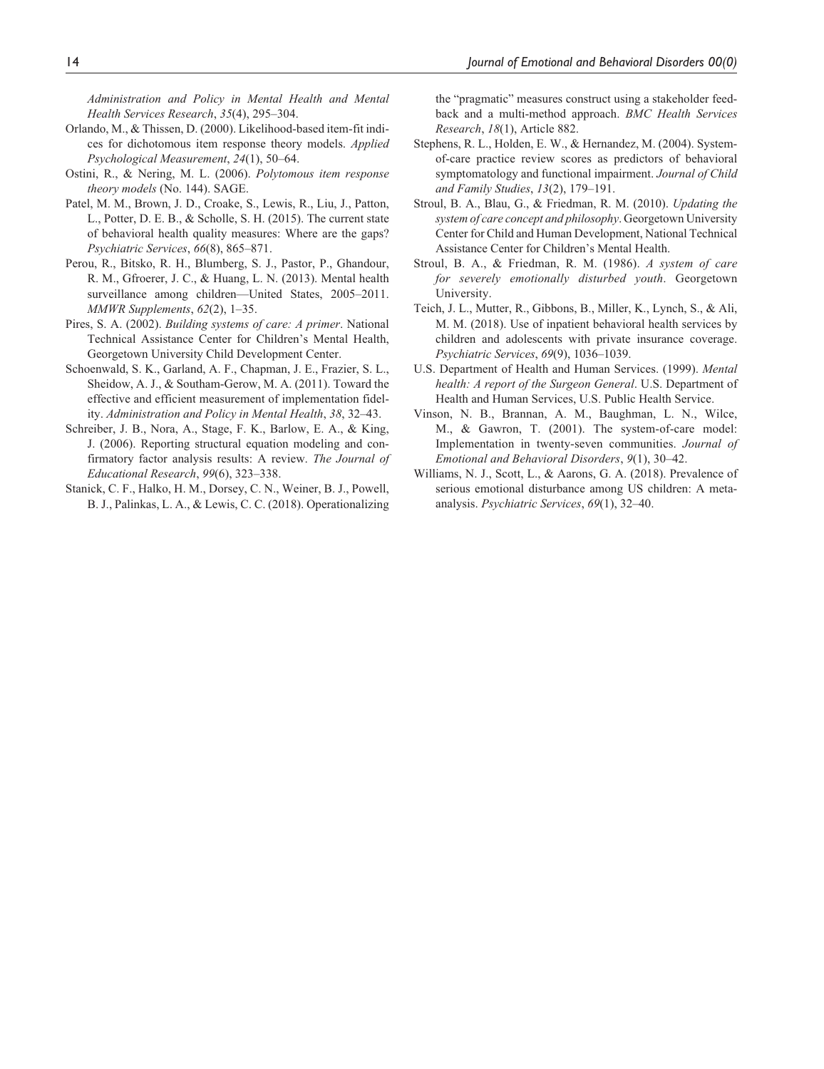*Administration and Policy in Mental Health and Mental Health Services Research*, *35*(4), 295–304.

Orlando, M., & Thissen, D. (2000). Likelihood-based item-fit indices for dichotomous item response theory models. *Applied Psychological Measurement*, *24*(1), 50–64.

Ostini, R., & Nering, M. L. (2006). *Polytomous item response theory models* (No. 144). SAGE.

Patel, M. M., Brown, J. D., Croake, S., Lewis, R., Liu, J., Patton, L., Potter, D. E. B., & Scholle, S. H. (2015). The current state of behavioral health quality measures: Where are the gaps? *Psychiatric Services*, *66*(8), 865–871.

Perou, R., Bitsko, R. H., Blumberg, S. J., Pastor, P., Ghandour, R. M., Gfroerer, J. C., & Huang, L. N. (2013). Mental health surveillance among children—United States, 2005–2011. *MMWR Supplements*, *62*(2), 1–35.

Pires, S. A. (2002). *Building systems of care: A primer*. National Technical Assistance Center for Children's Mental Health, Georgetown University Child Development Center.

Schoenwald, S. K., Garland, A. F., Chapman, J. E., Frazier, S. L., Sheidow, A. J., & Southam-Gerow, M. A. (2011). Toward the effective and efficient measurement of implementation fidelity. *Administration and Policy in Mental Health*, *38*, 32–43.

Schreiber, J. B., Nora, A., Stage, F. K., Barlow, E. A., & King, J. (2006). Reporting structural equation modeling and confirmatory factor analysis results: A review. *The Journal of Educational Research*, *99*(6), 323–338.

Stanick, C. F., Halko, H. M., Dorsey, C. N., Weiner, B. J., Powell, B. J., Palinkas, L. A., & Lewis, C. C. (2018). Operationalizing the "pragmatic" measures construct using a stakeholder feedback and a multi-method approach. *BMC Health Services Research*, *18*(1), Article 882.

Stephens, R. L., Holden, E. W., & Hernandez, M. (2004). System-of-care practice review scores as predictors of behavioral symptomatology and functional impairment. *Journal of Child and Family Studies*, *13*(2), 179–191.

Stroul, B. A., Blau, G., & Friedman, R. M. (2010). *Updating the system of care concept and philosophy*. Georgetown University Center for Child and Human Development, National Technical Assistance Center for Children's Mental Health.

Stroul, B. A., & Friedman, R. M. (1986). *A system of care for severely emotionally disturbed youth*. Georgetown University.

Teich, J. L., Mutter, R., Gibbons, B., Miller, K., Lynch, S., & Ali, M. M. (2018). Use of inpatient behavioral health services by children and adolescents with private insurance coverage. *Psychiatric Services*, *69*(9), 1036–1039.

U.S. Department of Health and Human Services. (1999). *Mental health: A report of the Surgeon General*. U.S. Department of Health and Human Services, U.S. Public Health Service.

Vinson, N. B., Brannan, A. M., Baughman, L. N., Wilce, M., & Gawron, T. (2001). The system-of-care model: Implementation in twenty-seven communities. *Journal of Emotional and Behavioral Disorders*, *9*(1), 30–42.

Williams, N. J., Scott, L., & Aarons, G. A. (2018). Prevalence of serious emotional disturbance among US children: A meta-analysis. *Psychiatric Services*, *69*(1), 32–40.